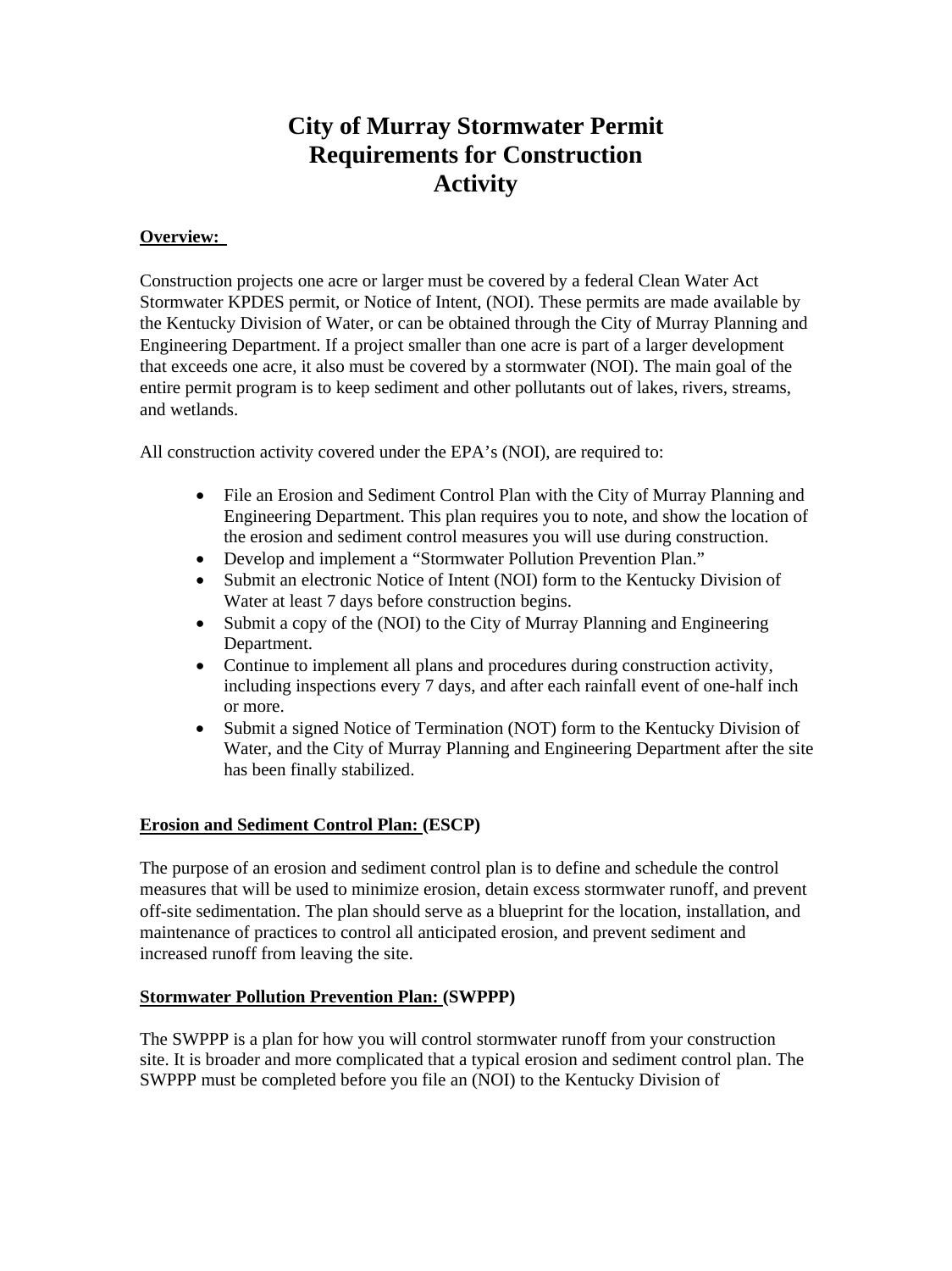# City of Murray Stormwater Permit Requirements for Construction Activity

**Overview:**

Construction projects one acre or larger must be covered by a federal Clean Water Act Stormwater KPDES permit, or Notice of Intent, (NOI). These permits are made available by the Kentucky Division of Water, or can be obtained through the City of Murray Planning and Engineering Department. If a project smaller than one acre is part of a larger development that exceeds one acre, it also must be covered by a stormwater (NOI). The main goal of the entire permit program is to keep sediment and other pollutants out of lakes, rivers, streams, and wetlands.

All construction activity covered under the EPA's (NOI), are required to:

- File an Erosion and Sediment Control Plan with the City of Murray Planning and Engineering Department. This plan requires you to note, and show the location of the erosion and sediment control measures you will use during construction.
- Develop and implement a "Stormwater Pollution Prevention Plan."
- Submit an electronic Notice of Intent (NOI) form to the Kentucky Division of Water at least 7 days before construction begins.
- Submit a copy of the (NOI) to the City of Murray Planning and Engineering Department.
- Continue to implement all plans and procedures during construction activity, including inspections every 7 days, and after each rainfall event of one-half inch or more.
- Submit a signed Notice of Termination (NOT) form to the Kentucky Division of Water, and the City of Murray Planning and Engineering Department after the site has been finally stabilized.

**Erosion and Sediment Control Plan: (ESCP)**

The purpose of an erosion and sediment control plan is to define and schedule the control measures that will be used to minimize erosion, detain excess stormwater runoff, and prevent off-site sedimentation. The plan should serve as a blueprint for the location, installation, and maintenance of practices to control all anticipated erosion, and prevent sediment and increased runoff from leaving the site.

**Stormwater Pollution Prevention Plan: (SWPPP)**

The SWPPP is a plan for how you will control stormwater runoff from your construction site. It is broader and more complicated that a typical erosion and sediment control plan. The SWPPP must be completed before you file an (NOI) to the Kentucky Division of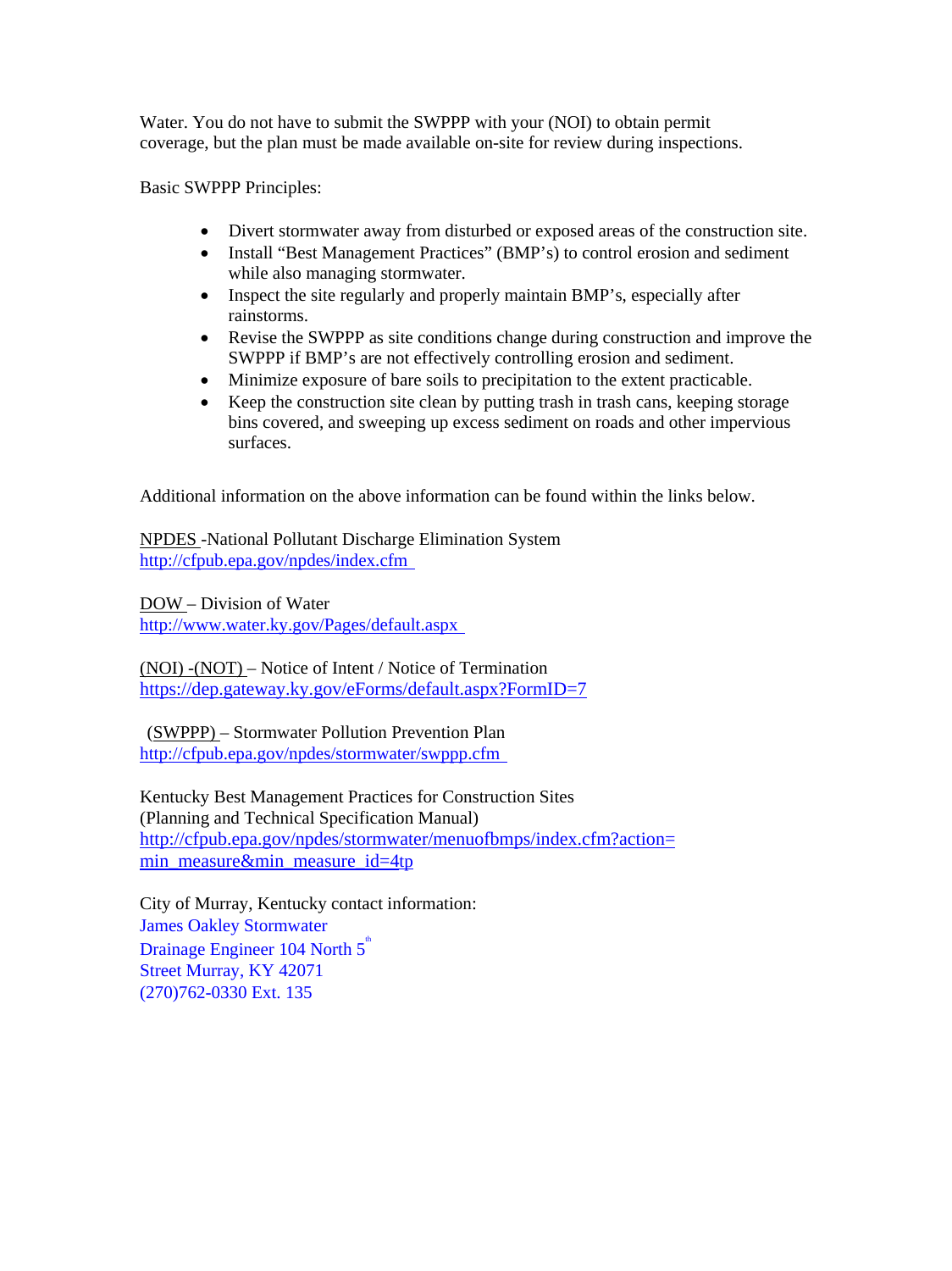Water. You do not have to submit the SWPPP with your (NOI) to obtain permit coverage, but the plan must be made available on-site for review during inspections.

Basic SWPPP Principles:

- Divert stormwater away from disturbed or exposed areas of the construction site.
- Install "Best Management Practices" (BMP's) to control erosion and sediment while also managing stormwater.
- Inspect the site regularly and properly maintain BMP's, especially after rainstorms.
- Revise the SWPPP as site conditions change during construction and improve the SWPPP if BMP's are not effectively controlling erosion and sediment.
- Minimize exposure of bare soils to precipitation to the extent practicable.
- Keep the construction site clean by putting trash in trash cans, keeping storage bins covered, and sweeping up excess sediment on roads and other impervious surfaces.

Additional information on the above information can be found within the links below.

NPDES -National Pollutant Discharge Elimination System
http://cfpub.epa.gov/npdes/index.cfm

DOW – Division of Water
http://www.water.ky.gov/Pages/default.aspx

(NOI) -(NOT) – Notice of Intent / Notice of Termination
https://dep.gateway.ky.gov/eForms/default.aspx?FormID=7

(SWPPP) – Stormwater Pollution Prevention Plan
http://cfpub.epa.gov/npdes/stormwater/swppp.cfm

Kentucky Best Management Practices for Construction Sites
(Planning and Technical Specification Manual)
http://cfpub.epa.gov/npdes/stormwater/menuofbmps/index.cfm?action=min_measure&min_measure_id=4tp

City of Murray, Kentucky contact information:
James Oakley Stormwater
Drainage Engineer 104 North 5th
Street Murray, KY 42071
(270)762-0330 Ext. 135